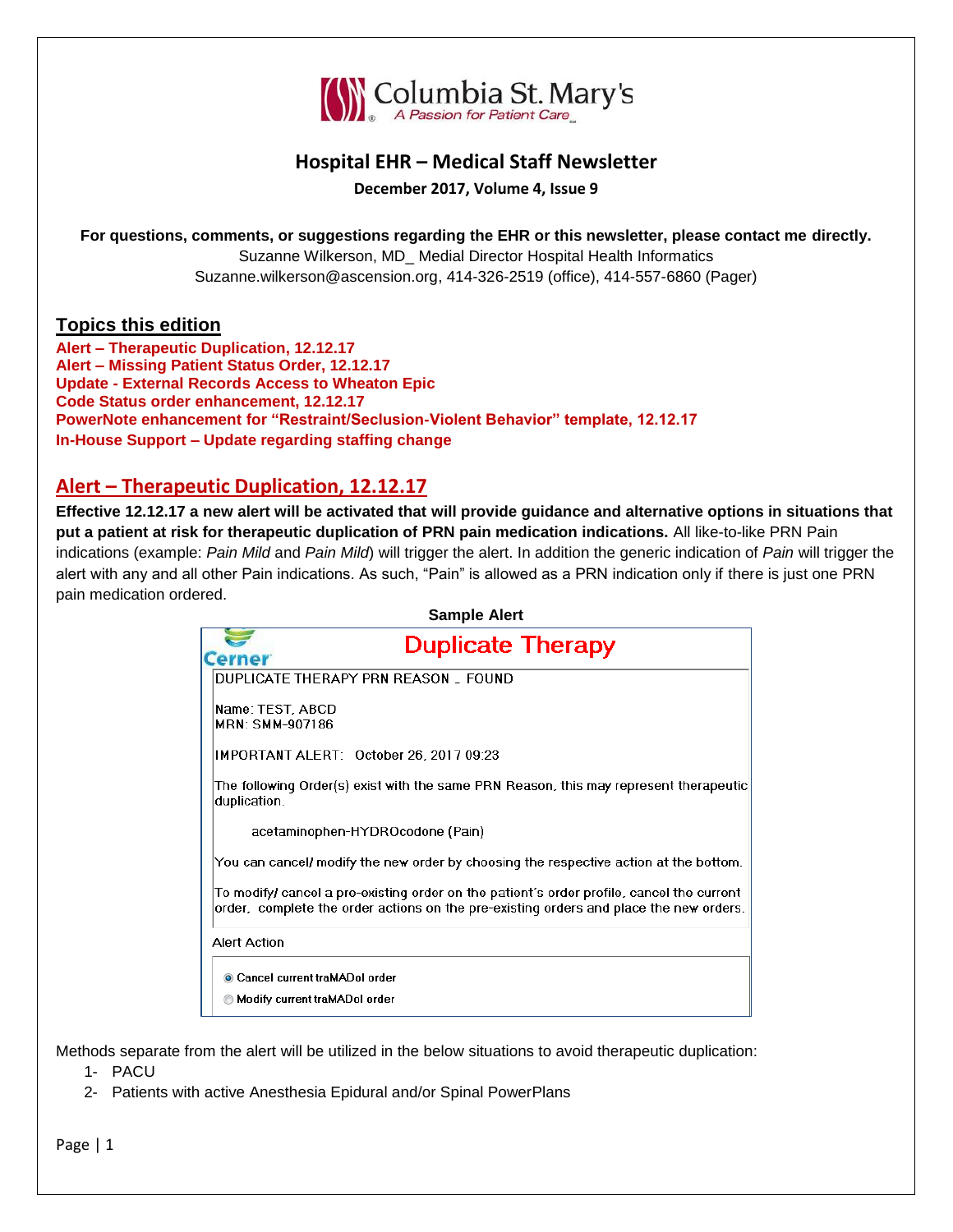Columbia St. Mary's
*A Passion for Patient Care*

# Hospital EHR – Medical Staff Newsletter

**December 2017, Volume 4, Issue 9**

**For questions, comments, or suggestions regarding the EHR or this newsletter, please contact me directly.**
Suzanne Wilkerson, MD_ Medial Director Hospital Health Informatics
Suzanne.wilkerson@ascension.org, 414-326-2519 (office), 414-557-6860 (Pager)

## Topics this edition

**Alert – Therapeutic Duplication, 12.12.17**
**Alert – Missing Patient Status Order, 12.12.17**
**Update - External Records Access to Wheaton Epic**
**Code Status order enhancement, 12.12.17**
**PowerNote enhancement for "Restraint/Seclusion-Violent Behavior" template, 12.12.17**
**In-House Support – Update regarding staffing change**

## Alert – Therapeutic Duplication, 12.12.17

**Effective 12.12.17 a new alert will be activated that will provide guidance and alternative options in situations that put a patient at risk for therapeutic duplication of PRN pain medication indications.** All like-to-like PRN Pain indications (example: *Pain Mild* and *Pain Mild*) will trigger the alert. In addition the generic indication of *Pain* will trigger the alert with any and all other Pain indications. As such, "Pain" is allowed as a PRN indication only if there is just one PRN pain medication ordered.

**Sample Alert**

Cerner — **Duplicate Therapy**

DUPLICATE THERAPY PRN REASON _ FOUND

Name: TEST, ABCD
MRN: SMM-907186

IMPORTANT ALERT: October 26, 2017 09:23

The following Order(s) exist with the same PRN Reason, this may represent therapeutic duplication.

acetaminophen-HYDROcodone (Pain)

You can cancel/ modify the new order by choosing the respective action at the bottom.

To modify/ cancel a pre-existing order on the patient's order profile, cancel the current order, complete the order actions on the pre-existing orders and place the new orders.

Alert Action

- (●) Cancel current traMADol order
- ( ) Modify current traMADol order

Methods separate from the alert will be utilized in the below situations to avoid therapeutic duplication:

1- PACU
2- Patients with active Anesthesia Epidural and/or Spinal PowerPlans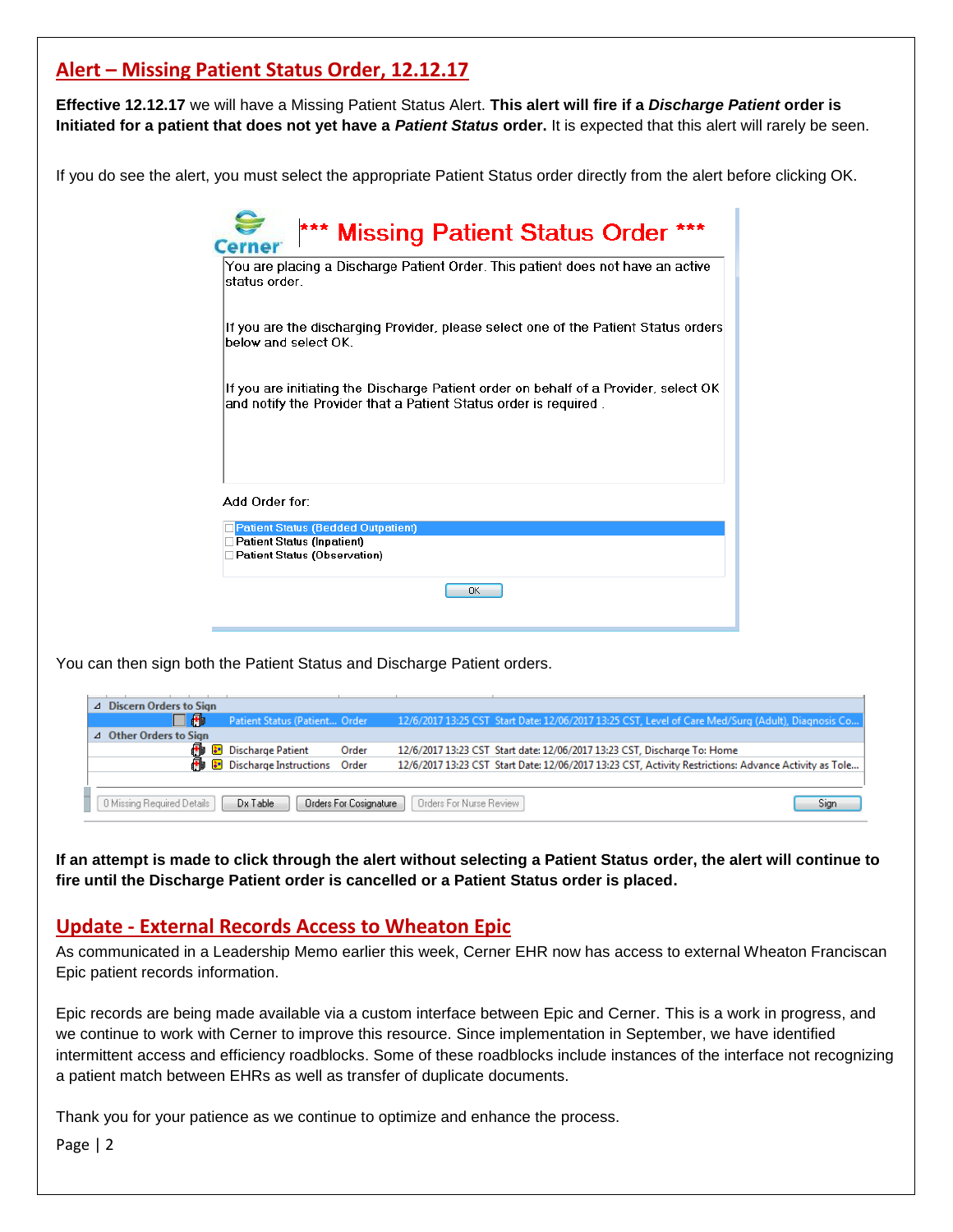## Alert – Missing Patient Status Order, 12.12.17

**Effective 12.12.17** we will have a Missing Patient Status Alert. **This alert will fire if a *Discharge Patient* order is Initiated for a patient that does not yet have a *Patient Status* order.** It is expected that this alert will rarely be seen.

If you do see the alert, you must select the appropriate Patient Status order directly from the alert before clicking OK.

**\*\*\* Missing Patient Status Order \*\*\***

You are placing a Discharge Patient Order. This patient does not have an active status order.

If you are the discharging Provider, please select one of the Patient Status orders below and select OK.

If you are initiating the Discharge Patient order on behalf of a Provider, select OK and notify the Provider that a Patient Status order is required .

Add Order for:

- Patient Status (Bedded Outpatient)
- Patient Status (Inpatient)
- Patient Status (Observation)

OK

You can then sign both the Patient Status and Discharge Patient orders.

| | | | |
|---|---|---|---|
| **Discern Orders to Sign** | | | |
| Patient Status (Patient... | Order | 12/6/2017 13:25 CST | Start Date: 12/06/2017 13:25 CST, Level of Care Med/Surg (Adult), Diagnosis Co... |
| **Other Orders to Sign** | | | |
| Discharge Patient | Order | 12/6/2017 13:23 CST | Start date: 12/06/2017 13:23 CST, Discharge To: Home |
| Discharge Instructions | Order | 12/6/2017 13:23 CST | Start Date: 12/06/2017 13:23 CST, Activity Restrictions: Advance Activity as Tole... |

0 Missing Required Details | Dx Table | Orders For Cosignature | Orders For Nurse Review | Sign

**If an attempt is made to click through the alert without selecting a Patient Status order, the alert will continue to fire until the Discharge Patient order is cancelled or a Patient Status order is placed.**

## Update - External Records Access to Wheaton Epic

As communicated in a Leadership Memo earlier this week, Cerner EHR now has access to external Wheaton Franciscan Epic patient records information.

Epic records are being made available via a custom interface between Epic and Cerner. This is a work in progress, and we continue to work with Cerner to improve this resource. Since implementation in September, we have identified intermittent access and efficiency roadblocks. Some of these roadblocks include instances of the interface not recognizing a patient match between EHRs as well as transfer of duplicate documents.

Thank you for your patience as we continue to optimize and enhance the process.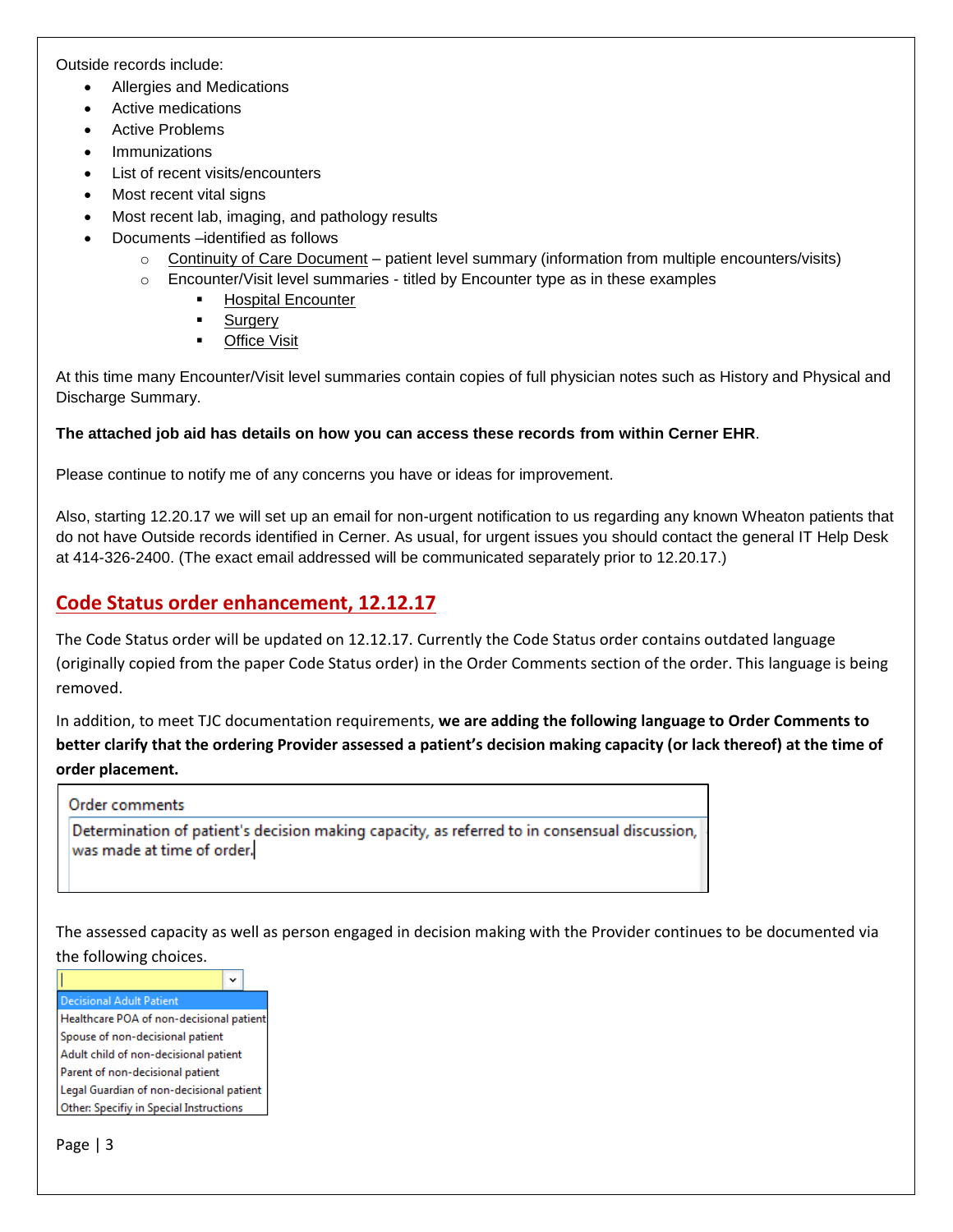Outside records include:

- Allergies and Medications
- Active medications
- Active Problems
- Immunizations
- List of recent visits/encounters
- Most recent vital signs
- Most recent lab, imaging, and pathology results
- Documents –identified as follows
  - Continuity of Care Document – patient level summary (information from multiple encounters/visits)
  - Encounter/Visit level summaries - titled by Encounter type as in these examples
    - Hospital Encounter
    - Surgery
    - Office Visit

At this time many Encounter/Visit level summaries contain copies of full physician notes such as History and Physical and Discharge Summary.

**The attached job aid has details on how you can access these records from within Cerner EHR**.

Please continue to notify me of any concerns you have or ideas for improvement.

Also, starting 12.20.17 we will set up an email for non-urgent notification to us regarding any known Wheaton patients that do not have Outside records identified in Cerner. As usual, for urgent issues you should contact the general IT Help Desk at 414-326-2400. (The exact email addressed will be communicated separately prior to 12.20.17.)

## Code Status order enhancement, 12.12.17

The Code Status order will be updated on 12.12.17. Currently the Code Status order contains outdated language (originally copied from the paper Code Status order) in the Order Comments section of the order. This language is being removed.

In addition, to meet TJC documentation requirements, **we are adding the following language to Order Comments to better clarify that the ordering Provider assessed a patient's decision making capacity (or lack thereof) at the time of order placement.**

> Order comments
>
> Determination of patient's decision making capacity, as referred to in consensual discussion, was made at time of order.

The assessed capacity as well as person engaged in decision making with the Provider continues to be documented via the following choices.

- Decisional Adult Patient
- Healthcare POA of non-decisional patient
- Spouse of non-decisional patient
- Adult child of non-decisional patient
- Parent of non-decisional patient
- Legal Guardian of non-decisional patient
- Other: Specifiy in Special Instructions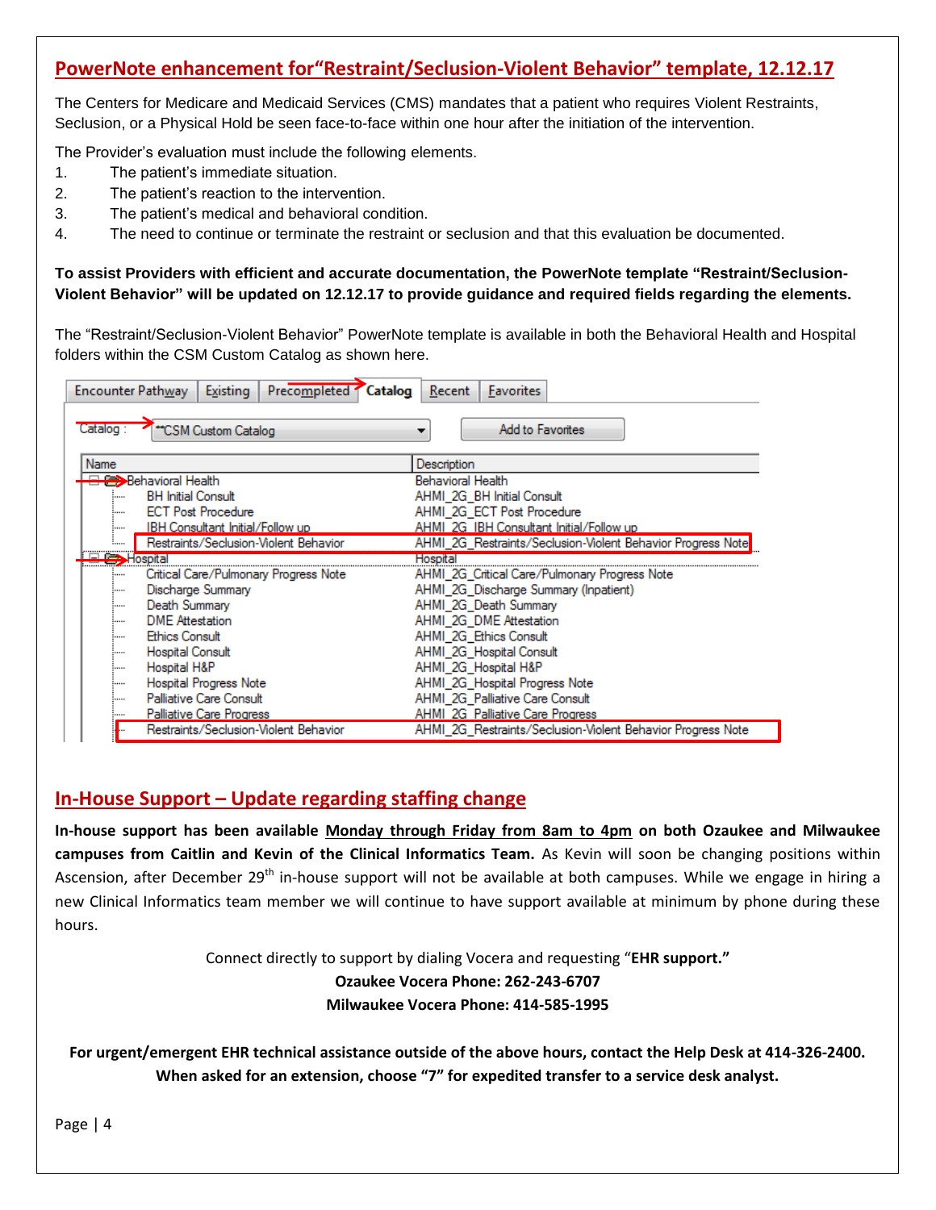## PowerNote enhancement for"Restraint/Seclusion-Violent Behavior" template, 12.12.17

The Centers for Medicare and Medicaid Services (CMS) mandates that a patient who requires Violent Restraints, Seclusion, or a Physical Hold be seen face-to-face within one hour after the initiation of the intervention.

The Provider's evaluation must include the following elements.

1. The patient's immediate situation.
2. The patient's reaction to the intervention.
3. The patient's medical and behavioral condition.
4. The need to continue or terminate the restraint or seclusion and that this evaluation be documented.

**To assist Providers with efficient and accurate documentation, the PowerNote template "Restraint/Seclusion-Violent Behavior" will be updated on 12.12.17 to provide guidance and required fields regarding the elements.**

The "Restraint/Seclusion-Violent Behavior" PowerNote template is available in both the Behavioral Health and Hospital folders within the CSM Custom Catalog as shown here.

Encounter Pathway | Existing | Precompleted | **Catalog** | Recent | Favorites

Catalog : **CSM Custom Catalog | Add to Favorites

| Name | Description |
|---|---|
| Behavioral Health | Behavioral Health |
| BH Initial Consult | AHMI_2G_BH Initial Consult |
| ECT Post Procedure | AHMI_2G_ECT Post Procedure |
| IBH Consultant Initial/Follow up | AHMI_2G_IBH Consultant Initial/Follow up |
| Restraints/Seclusion-Violent Behavior | AHMI_2G_Restraints/Seclusion-Violent Behavior Progress Note |
| Hospital | Hospital |
| Critical Care/Pulmonary Progress Note | AHMI_2G_Critical Care/Pulmonary Progress Note |
| Discharge Summary | AHMI_2G_Discharge Summary (Inpatient) |
| Death Summary | AHMI_2G_Death Summary |
| DME Attestation | AHMI_2G_DME Attestation |
| Ethics Consult | AHMI_2G_Ethics Consult |
| Hospital Consult | AHMI_2G_Hospital Consult |
| Hospital H&P | AHMI_2G_Hospital H&P |
| Hospital Progress Note | AHMI_2G_Hospital Progress Note |
| Palliative Care Consult | AHMI_2G_Palliative Care Consult |
| Palliative Care Progress | AHMI_2G_Palliative Care Progress |
| Restraints/Seclusion-Violent Behavior | AHMI_2G_Restraints/Seclusion-Violent Behavior Progress Note |

## In-House Support – Update regarding staffing change

**In-house support has been available Monday through Friday from 8am to 4pm on both Ozaukee and Milwaukee campuses from Caitlin and Kevin of the Clinical Informatics Team.** As Kevin will soon be changing positions within Ascension, after December 29th in-house support will not be available at both campuses. While we engage in hiring a new Clinical Informatics team member we will continue to have support available at minimum by phone during these hours.

Connect directly to support by dialing Vocera and requesting "**EHR support.**"

**Ozaukee Vocera Phone: 262-243-6707**

**Milwaukee Vocera Phone: 414-585-1995**

**For urgent/emergent EHR technical assistance outside of the above hours, contact the Help Desk at 414-326-2400. When asked for an extension, choose "7" for expedited transfer to a service desk analyst.**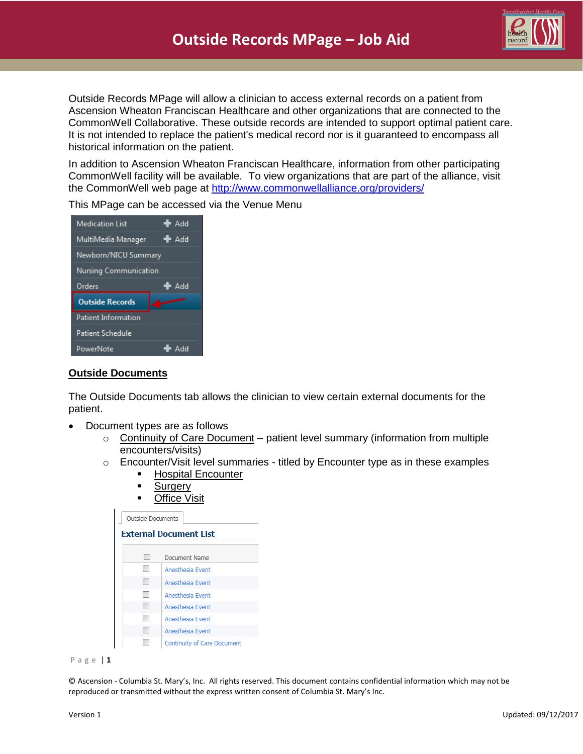# Outside Records MPage – Job Aid

Outside Records MPage will allow a clinician to access external records on a patient from Ascension Wheaton Franciscan Healthcare and other organizations that are connected to the CommonWell Collaborative. These outside records are intended to support optimal patient care. It is not intended to replace the patient's medical record nor is it guaranteed to encompass all historical information on the patient.

In addition to Ascension Wheaton Franciscan Healthcare, information from other participating CommonWell facility will be available. To view organizations that are part of the alliance, visit the CommonWell web page at http://www.commonwellalliance.org/providers/

This MPage can be accessed via the Venue Menu

- Medication List — Add
- MultiMedia Manager — Add
- Newborn/NICU Summary
- Nursing Communication
- Orders — Add
- **Outside Records**
- Patient Information
- Patient Schedule
- PowerNote — Add

## Outside Documents

The Outside Documents tab allows the clinician to view certain external documents for the patient.

- Document types are as follows
  - Continuity of Care Document – patient level summary (information from multiple encounters/visits)
  - Encounter/Visit level summaries - titled by Encounter type as in these examples
    - Hospital Encounter
    - Surgery
    - Office Visit

Outside Documents

**External Document List**

| ☐ | Document Name |
| --- | --- |
| ☐ | Anesthesia Event |
| ☐ | Anesthesia Event |
| ☐ | Anesthesia Event |
| ☐ | Anesthesia Event |
| ☐ | Anesthesia Event |
| ☐ | Anesthesia Event |
| ☐ | Continuity of Care Document |

© Ascension - Columbia St. Mary's, Inc. All rights reserved. This document contains confidential information which may not be reproduced or transmitted without the express written consent of Columbia St. Mary's Inc.

Version 1 Updated: 09/12/2017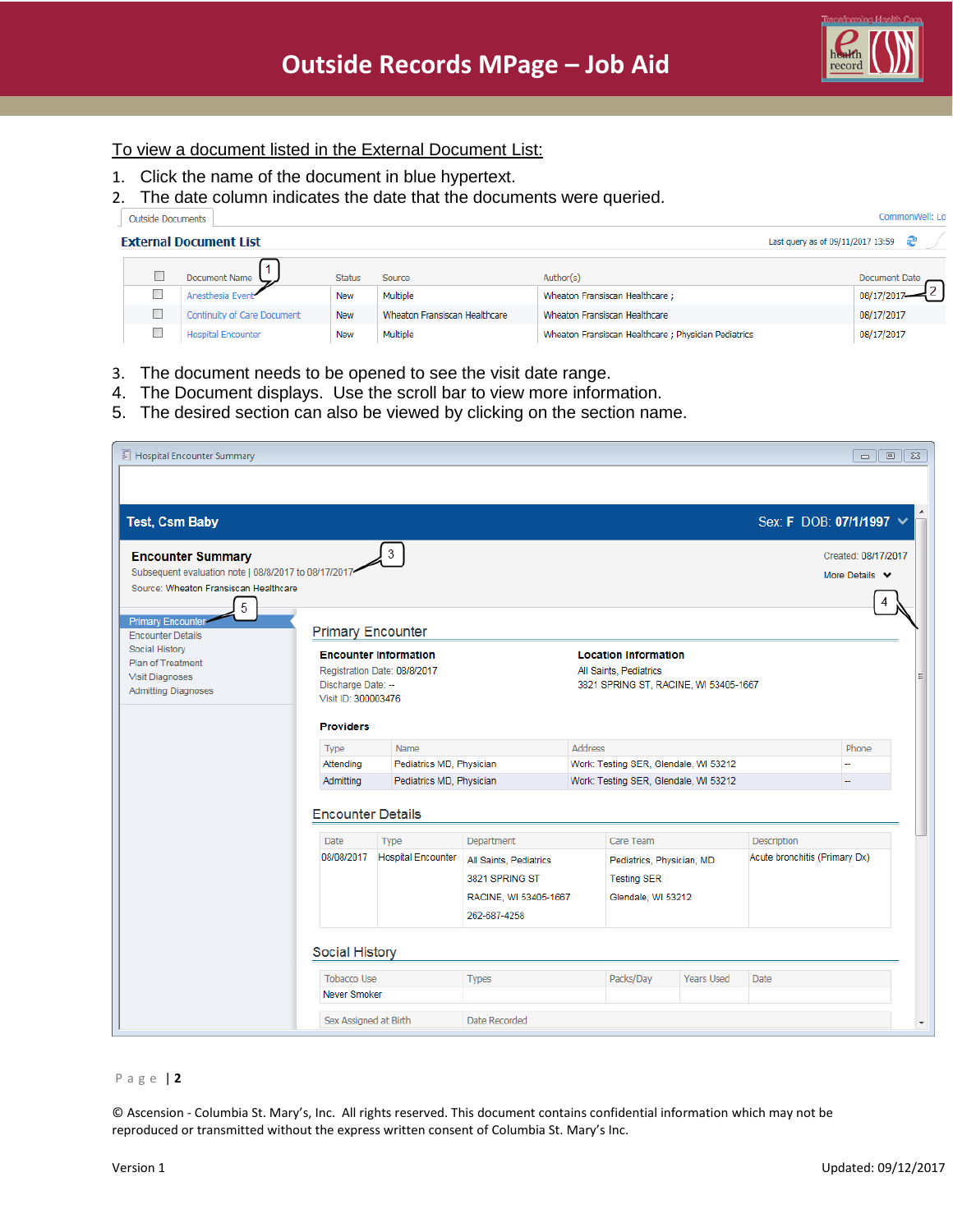# Outside Records MPage – Job Aid

To view a document listed in the External Document List:

1. Click the name of the document in blue hypertext.
2. The date column indicates the date that the documents were queried.

Outside Documents | CommonWell: Lo

**External Document List** — Last query as of 09/11/2017 13:59

| | Document Name | Status | Source | Author(s) | Document Date |
|---|---|---|---|---|---|
| ☐ | Anesthesia Event | New | Multiple | Wheaton Fransiscan Healthcare ; | 08/17/2017 |
| ☐ | Continuity of Care Document | New | Wheaton Fransiscan Healthcare | Wheaton Fransiscan Healthcare | 08/17/2017 |
| ☐ | Hospital Encounter | New | Multiple | Wheaton Fransiscan Healthcare ; Physician Pediatrics | 08/17/2017 |

3. The document needs to be opened to see the visit date range.
4. The Document displays. Use the scroll bar to view more information.
5. The desired section can also be viewed by clicking on the section name.

Hospital Encounter Summary

**Test, Csm Baby** — Sex: F DOB: 07/1/1997

**Encounter Summary**
Subsequent evaluation note | 08/8/2017 to 08/17/2017
Source: Wheaton Fransiscan Healthcare
Created: 08/17/2017
More Details

Sections: Primary Encounter, Encounter Details, Social History, Plan of Treatment, Visit Diagnoses, Admitting Diagnoses

## Primary Encounter

**Encounter Information**
Registration Date: 08/8/2017
Discharge Date: --
Visit ID: 300003476

**Location Information**
All Saints, Pediatrics
3821 SPRING ST, RACINE, WI 53405-1667

**Providers**

| Type | Name | Address | Phone |
|---|---|---|---|
| Attending | Pediatrics MD, Physician | Work: Testing SER, Glendale, WI 53212 | -- |
| Admitting | Pediatrics MD, Physician | Work: Testing SER, Glendale, WI 53212 | -- |

## Encounter Details

| Date | Type | Department | Care Team | Description |
|---|---|---|---|---|
| 08/08/2017 | Hospital Encounter | All Saints, Pediatrics 3821 SPRING ST RACINE, WI 53405-1667 262-687-4258 | Pediatrics, Physician, MD Testing SER Glendale, WI 53212 | Acute bronchitis (Primary Dx) |

## Social History

| Tobacco Use | Types | Packs/Day | Years Used | Date |
|---|---|---|---|---|
| Never Smoker | | | | |

| Sex Assigned at Birth | Date Recorded |
|---|---|

© Ascension - Columbia St. Mary's, Inc. All rights reserved. This document contains confidential information which may not be reproduced or transmitted without the express written consent of Columbia St. Mary's Inc.

Version 1 — Updated: 09/12/2017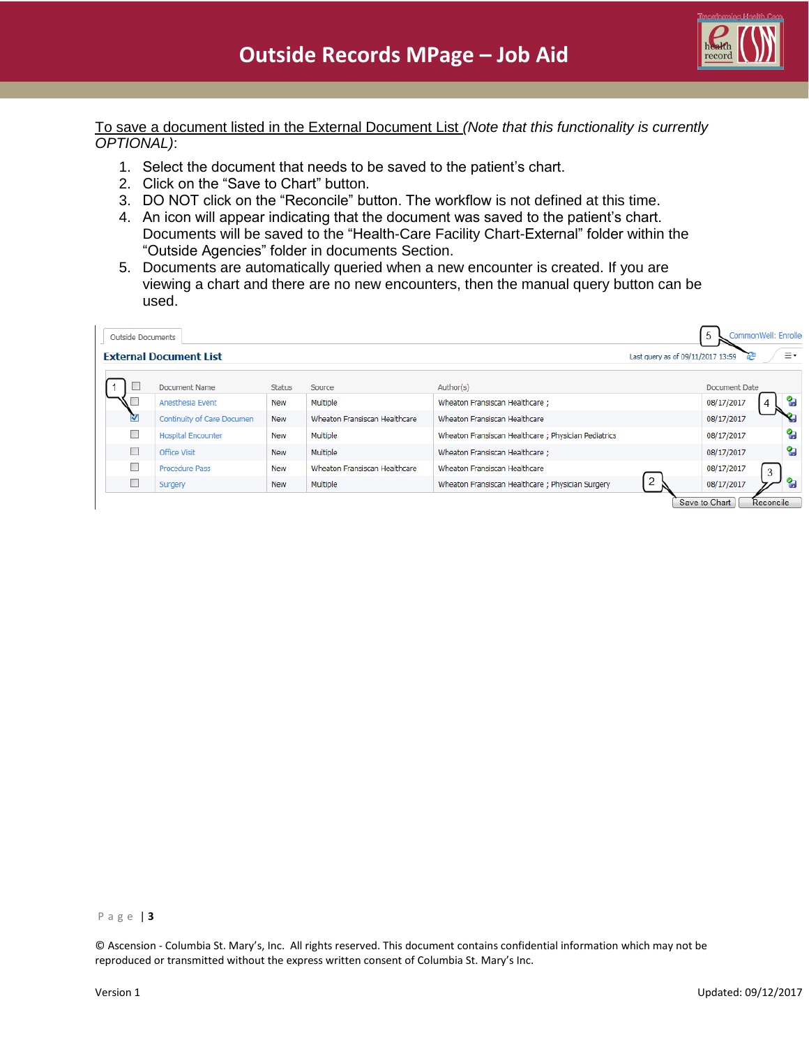# Outside Records MPage – Job Aid

To save a document listed in the External Document List *(Note that this functionality is currently OPTIONAL)*:

1. Select the document that needs to be saved to the patient's chart.
2. Click on the "Save to Chart" button.
3. DO NOT click on the "Reconcile" button. The workflow is not defined at this time.
4. An icon will appear indicating that the document was saved to the patient's chart. Documents will be saved to the "Health-Care Facility Chart-External" folder within the "Outside Agencies" folder in documents Section.
5. Documents are automatically queried when a new encounter is created. If you are viewing a chart and there are no new encounters, then the manual query button can be used.

Outside Documents

CommonWell: Enrolle

**External Document List**

Last query as of 09/11/2017 13:59

| | Document Name | Status | Source | Author(s) | Document Date |
|---|---|---|---|---|---|
| ☐ | Anesthesia Event | New | Multiple | Wheaton Fransiscan Healthcare ; | 08/17/2017 |
| ☑ | Continuity of Care Documen | New | Wheaton Fransiscan Healthcare | Wheaton Fransiscan Healthcare | 08/17/2017 |
| ☐ | Hospital Encounter | New | Multiple | Wheaton Fransiscan Healthcare ; Physician Pediatrics | 08/17/2017 |
| ☐ | Office Visit | New | Multiple | Wheaton Fransiscan Healthcare ; | 08/17/2017 |
| ☐ | Procedure Pass | New | Wheaton Fransiscan Healthcare | Wheaton Fransiscan Healthcare | 08/17/2017 |
| ☐ | Surgery | New | Multiple | Wheaton Fransiscan Healthcare ; Physician Surgery | 08/17/2017 |

Save to Chart | Reconcile

© Ascension - Columbia St. Mary's, Inc. All rights reserved. This document contains confidential information which may not be reproduced or transmitted without the express written consent of Columbia St. Mary's Inc.

Version 1

Updated: 09/12/2017